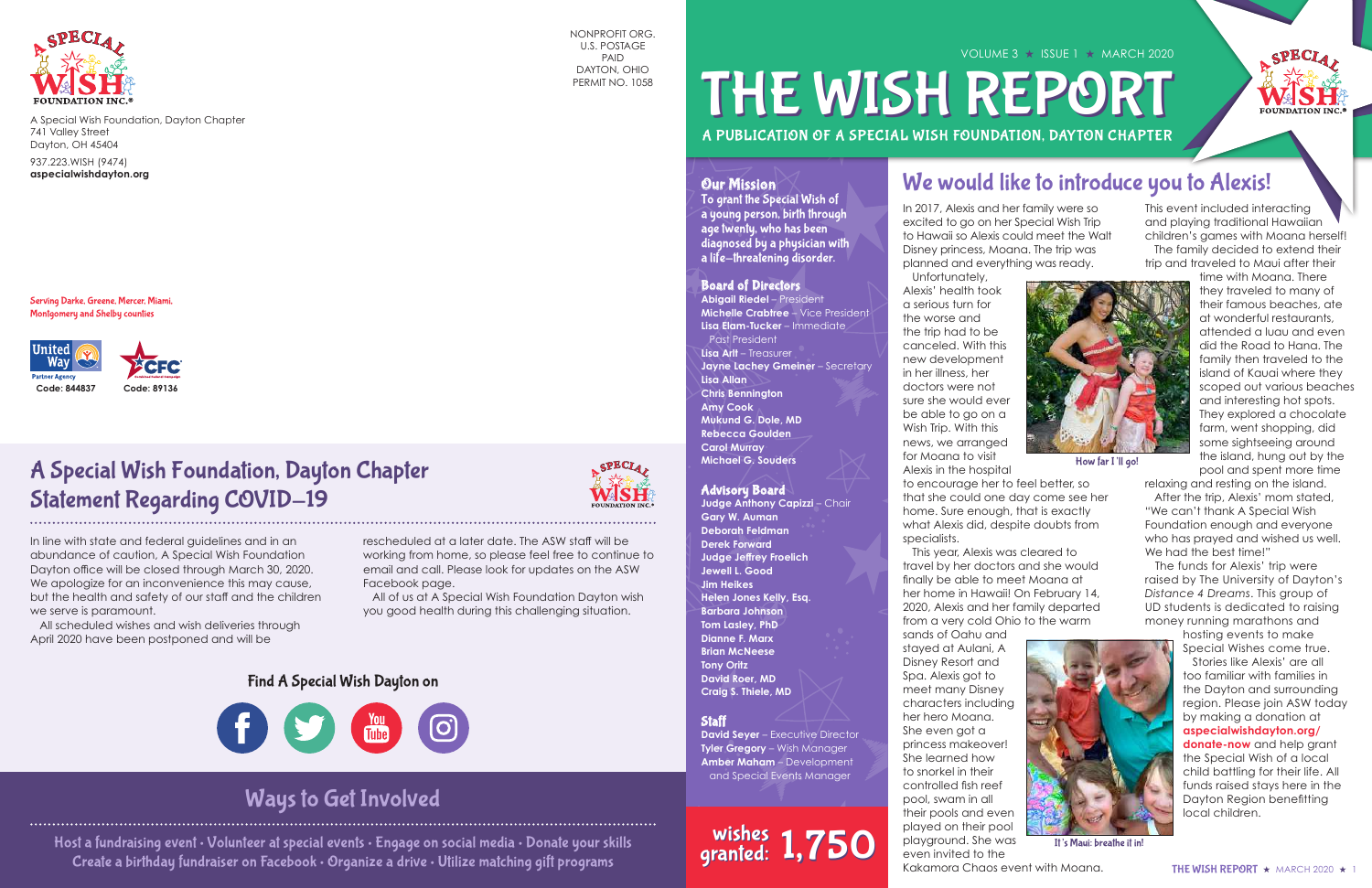A Special Wish Foundation, Dayton Chapter
741 Valley Street
Dayton, OH 45404

937.223.WISH (9474)
**aspecialwishdayton.org**

NONPROFIT ORG.
U.S. POSTAGE
PAID
DAYTON, OHIO
PERMIT NO. 1058

Serving Darke, Greene, Mercer, Miami, Montgomery and Shelby counties

United Way Partner Agency — Code: 844837

CFC — Code: 89136

## A Special Wish Foundation, Dayton Chapter Statement Regarding COVID–19

In line with state and federal guidelines and in an abundance of caution, A Special Wish Foundation Dayton office will be closed through March 30, 2020. We apologize for an inconvenience this may cause, but the health and safety of our staff and the children we serve is paramount.

All scheduled wishes and wish deliveries through April 2020 have been postponed and will be rescheduled at a later date. The ASW staff will be working from home, so please feel free to continue to email and call. Please look for updates on the ASW Facebook page.

All of us at A Special Wish Foundation Dayton wish you good health during this challenging situation.

### Find A Special Wish Dayton on

## Ways to Get Involved

Host a fundraising event • Volunteer at special events • Engage on social media • Donate your skills
Create a birthday fundraiser on Facebook • Organize a drive • Utilize matching gift programs

VOLUME 3 ★ ISSUE 1 ★ MARCH 2020

# THE WISH REPORT

**A PUBLICATION OF A SPECIAL WISH FOUNDATION, DAYTON CHAPTER**

### Our Mission

To grant the Special Wish of a young person, birth through age twenty, who has been diagnosed by a physician with a life–threatening disorder.

### Board of Directors

**Abigail Riedel** – President
**Michelle Crabtree** – Vice President
**Lisa Elam-Tucker** – Immediate Past President
**Lisa Arlt** – Treasurer
**Jayne Lachey Gmeiner** – Secretary
**Lisa Allan**
**Chris Bennington**
**Amy Cook**
**Mukund G. Dole, MD**
**Rebecca Goulden**
**Carol Murray**
**Michael G. Souders**

### Advisory Board

**Judge Anthony Capizzi** – Chair
**Gary W.Auman**
**Deborah Feldman**
**Derek Forward**
**Judge Jeffrey Froelich**
**Jewell L. Good**
**Jim Heikes**
**Helen Jones Kelly, Esq.**
**Barbara Johnson**
**Tom Lasley, PhD**
**Dianne F. Marx**
**Brian McNeese**
**Tony Ortiz**
**David Roer, MD**
**Craig S. Thiele, MD**

### Staff

**David Seyer** – Executive Director
**Tyler Gregory** – Wish Manager
**Amber Maham** – Development and Special Events Manager

**wishes granted: 1,750**

## We would like to introduce you to Alexis!

In 2017, Alexis and her family were so excited to go on her Special Wish Trip to Hawaii so Alexis could meet the Walt Disney princess, Moana. The trip was planned and everything was ready.

Unfortunately, Alexis' health took a serious turn for the worse and the trip had to be canceled. With this new development in her illness, her doctors were not sure she would ever be able to go on a Wish Trip. With this news, we arranged for Moana to visit Alexis in the hospital to encourage her to feel better, so that she could one day come see her home. Sure enough, that is exactly what Alexis did, despite doubts from specialists.

How far I'll go!

This year, Alexis was cleared to travel by her doctors and she would finally be able to meet Moana at her home in Hawaii! On February 14, 2020, Alexis and her family departed from a very cold Ohio to the warm sands of Oahu and stayed at Aulani, A Disney Resort and Spa. Alexis got to meet many Disney characters including her hero Moana. She even got a princess makeover! She learned how to snorkel in their controlled fish reef pool, swam in all their pools and even played on their pool playground. She was even invited to the Kakamora Chaos event with Moana.

It's Maui: breathe it in!

This event included interacting and playing traditional Hawaiian children's games with Moana herself!

The family decided to extend their trip and traveled to Maui after their time with Moana. There they traveled to many of their famous beaches, ate at wonderful restaurants, attended a luau and even did the Road to Hana. The family then traveled to the island of Kauai where they scoped out various beaches and interesting hot spots. They explored a chocolate farm, went shopping, did some sightseeing around the island, hung out by the pool and spent more time relaxing and resting on the island.

After the trip, Alexis' mom stated, "We can't thank A Special Wish Foundation enough and everyone who has prayed and wished us well. We had the best time!"

The funds for Alexis' trip were raised by The University of Dayton's *Distance 4 Dreams*. This group of UD students is dedicated to raising money running marathons and hosting events to make Special Wishes come true.

Stories like Alexis' are all too familiar with families in the Dayton and surrounding region. Please join ASW today by making a donation at **aspecialwishdayton.org/donate-now** and help grant the Special Wish of a local child battling for their life. All funds raised stays here in the Dayton Region benefitting local children.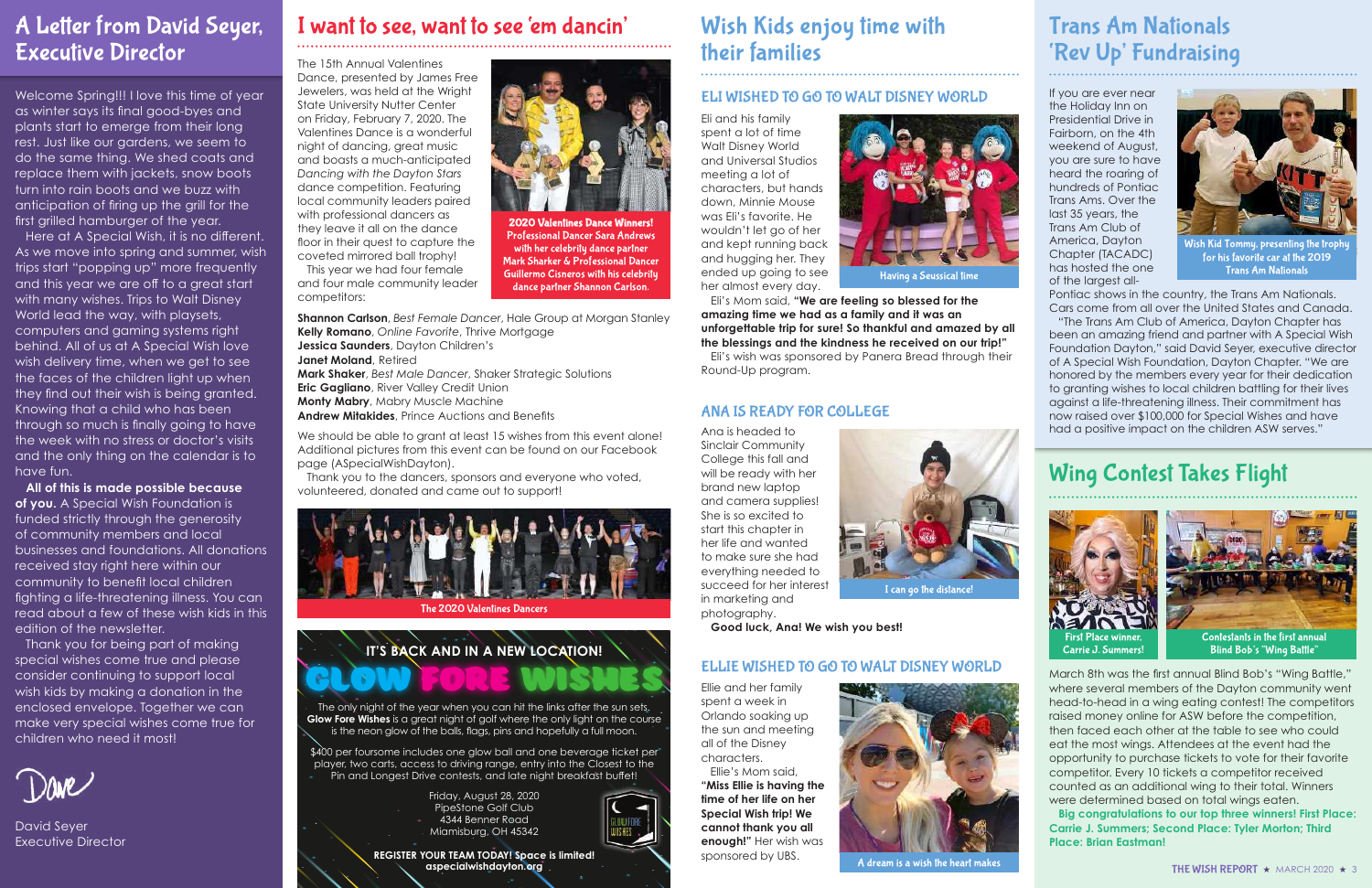## A Letter from David Seyer, Executive Director

Welcome Spring!!! I love this time of year as winter says its final good-byes and plants start to emerge from their long rest. Just like our gardens, we seem to do the same thing. We shed coats and replace them with jackets, snow boots turn into rain boots and we buzz with anticipation of firing up the grill for the first grilled hamburger of the year.

Here at A Special Wish, it is no different. As we move into spring and summer, wish trips start "popping up" more frequently and this year we are off to a great start with many wishes. Trips to Walt Disney World lead the way, with playsets, computers and gaming systems right behind. All of us at A Special Wish love wish delivery time, when we get to see the faces of the children light up when they find out their wish is being granted. Knowing that a child who has been through so much is finally going to have the week with no stress or doctor's visits and the only thing on the calendar is to have fun.

**All of this is made possible because of you.** A Special Wish Foundation is funded strictly through the generosity of community members and local businesses and foundations. All donations received stay right here within our community to benefit local children fighting a life-threatening illness. You can read about a few of these wish kids in this edition of the newsletter.

Thank you for being part of making special wishes come true and please consider continuing to support local wish kids by making a donation in the enclosed envelope. Together we can make very special wishes come true for children who need it most!

Dave

David Seyer
Executive Director

## I want to see, want to see 'em dancin'

The 15th Annual Valentines Dance, presented by James Free Jewelers, was held at the Wright State University Nutter Center on Friday, February 7, 2020. The Valentines Dance is a wonderful night of dancing, great music and boasts a much-anticipated *Dancing with the Dayton Stars* dance competition. Featuring local community leaders paired with professional dancers as they leave it all on the dance floor in their quest to capture the coveted mirrored ball trophy!

This year we had four female and four male community leader competitors:

**2020 Valentines Dance Winners! Professional Dancer Sara Andrews with her celebrity dance partner Mark Sharker & Professional Dancer Guillermo Cisneros with his celebrity dance partner Shannon Carlson.**

**Shannon Carlson**, *Best Female Dancer*, Hale Group at Morgan Stanley
**Kelly Romano**, *Online Favorite*, Thrive Mortgage
**Jessica Saunders**, Dayton Children's
**Janet Moland**, Retired
**Mark Shaker**, *Best Male Dancer*, Shaker Strategic Solutions
**Eric Gagliano**, River Valley Credit Union
**Monty Mabry**, Mabry Muscle Machine
**Andrew Mitakides**, Prince Auctions and Benefits

We should be able to grant at least 15 wishes from this event alone! Additional pictures from this event can be found on our Facebook page (ASpecialWishDayton).

Thank you to the dancers, sponsors and everyone who voted, volunteered, donated and came out to support!

The 2020 Valentines Dancers

### IT'S BACK AND IN A NEW LOCATION!

# GLOW FORE WISHES

The only night of the year when you can hit the links after the sun sets, **Glow Fore Wishes** is a great night of golf where the only light on the course is the neon glow of the balls, flags, pins and hopefully a full moon.

$400 per foursome includes one glow ball and one beverage ticket per player, two carts, access to driving range, entry into the Closest to the Pin and Longest Drive contests, and late night breakfast buffet!

Friday, August 28, 2020
PipeStone Golf Club
4344 Benner Road
Miamisburg, OH 45342

**REGISTER YOUR TEAM TODAY! Space is limited!**
**aspecialwishdayton.org**

## Wish Kids enjoy time with their families

### ELI WISHED TO GO TO WALT DISNEY WORLD

Eli and his family spent a lot of time Walt Disney World and Universal Studios meeting a lot of characters, but hands down, Minnie Mouse was Eli's favorite. He wouldn't let go of her and kept running back and hugging her. They ended up going to see her almost every day.

Having a Seussical time

Eli's Mom said, **"We are feeling so blessed for the amazing time we had as a family and it was an unforgettable trip for sure! So thankful and amazed by all the blessings and the kindness he received on our trip!"**

Eli's wish was sponsored by Panera Bread through their Round-Up program.

### ANA IS READY FOR COLLEGE

Ana is headed to Sinclair Community College this fall and will be ready with her brand new laptop and camera supplies! She is so excited to start this chapter in her life and wanted to make sure she had everything needed to succeed for her interest in marketing and photography.

I can go the distance!

**Good luck, Ana! We wish you best!**

### ELLIE WISHED TO GO TO WALT DISNEY WORLD

Ellie and her family spent a week in Orlando soaking up the sun and meeting all of the Disney characters.

Ellie's Mom said, **"Miss Ellie is having the time of her life on her Special Wish trip! We cannot thank you all enough!"** Her wish was sponsored by UBS.

A dream is a wish the heart makes

## Trans Am Nationals 'Rev Up' Fundraising

If you are ever near the Holiday Inn on Presidential Drive in Fairborn, on the 4th weekend of August, you are sure to have heard the roaring of hundreds of Pontiac Trans Ams. Over the last 35 years, the Trans Am Club of America, Dayton Chapter (TACADC) has hosted the one of the largest all-Pontiac shows in the country, the Trans Am Nationals. Cars come from all over the United States and Canada.

Wish Kid Tommy, presenting the trophy for his favorite car at the 2019 Trans Am Nationals

"The Trans Am Club of America, Dayton Chapter has been an amazing friend and partner with A Special Wish Foundation Dayton," said David Seyer, executive director of A Special Wish Foundation, Dayton Chapter. "We are honored by the members every year for their dedication to granting wishes to local children battling for their lives against a life-threatening illness. Their commitment has now raised over $100,000 for Special Wishes and have had a positive impact on the children ASW serves."

## Wing Contest Takes Flight

First Place winner, Carrie J. Summers!

Contestants in the first annual Blind Bob's "Wing Battle"

March 8th was the first annual Blind Bob's "Wing Battle," where several members of the Dayton community went head-to-head in a wing eating contest! The competitors raised money online for ASW before the competition, then faced each other at the table to see who could eat the most wings. Attendees at the event had the opportunity to purchase tickets to vote for their favorite competitor. Every 10 tickets a competitor received counted as an additional wing to their total. Winners were determined based on total wings eaten.

**Big congratulations to our top three winners! First Place: Carrie J. Summers; Second Place: Tyler Morton; Third Place: Brian Eastman!**